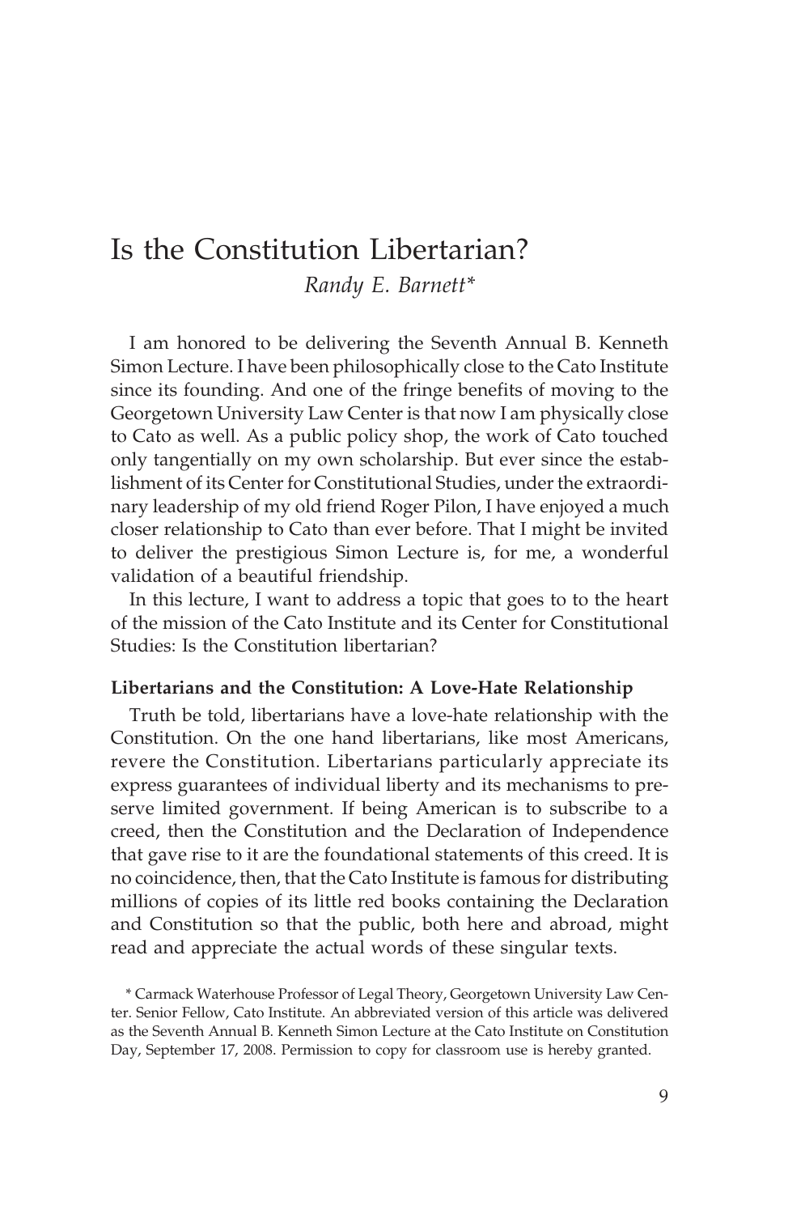# Is the Constitution Libertarian?

*Randy E. Barnett**

I am honored to be delivering the Seventh Annual B. Kenneth Simon Lecture. I have been philosophically close to the Cato Institute since its founding. And one of the fringe benefits of moving to the Georgetown University Law Center is that now I am physically close to Cato as well. As a public policy shop, the work of Cato touched only tangentially on my own scholarship. But ever since the establishment of its Center for Constitutional Studies, under the extraordinary leadership of my old friend Roger Pilon, I have enjoyed a much closer relationship to Cato than ever before. That I might be invited to deliver the prestigious Simon Lecture is, for me, a wonderful validation of a beautiful friendship.

In this lecture, I want to address a topic that goes to to the heart of the mission of the Cato Institute and its Center for Constitutional Studies: Is the Constitution libertarian?

### Libertarians and the Constitution: A Love-Hate Relationship

Truth be told, libertarians have a love-hate relationship with the Constitution. On the one hand libertarians, like most Americans, revere the Constitution. Libertarians particularly appreciate its express guarantees of individual liberty and its mechanisms to preserve limited government. If being American is to subscribe to a creed, then the Constitution and the Declaration of Independence that gave rise to it are the foundational statements of this creed. It is no coincidence, then, that the Cato Institute is famous for distributing millions of copies of its little red books containing the Declaration and Constitution so that the public, both here and abroad, might read and appreciate the actual words of these singular texts.

* Carmack Waterhouse Professor of Legal Theory, Georgetown University Law Center. Senior Fellow, Cato Institute. An abbreviated version of this article was delivered as the Seventh Annual B. Kenneth Simon Lecture at the Cato Institute on Constitution Day, September 17, 2008. Permission to copy for classroom use is hereby granted.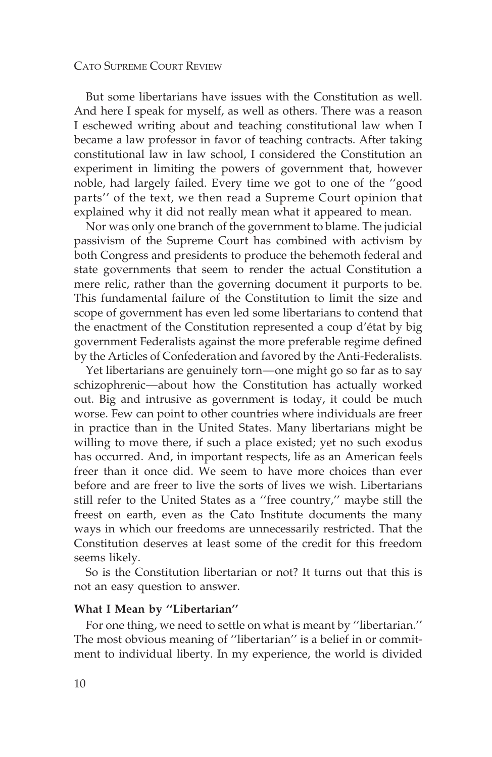But some libertarians have issues with the Constitution as well. And here I speak for myself, as well as others. There was a reason I eschewed writing about and teaching constitutional law when I became a law professor in favor of teaching contracts. After taking constitutional law in law school, I considered the Constitution an experiment in limiting the powers of government that, however noble, had largely failed. Every time we got to one of the ''good parts'' of the text, we then read a Supreme Court opinion that explained why it did not really mean what it appeared to mean.

Nor was only one branch of the government to blame. The judicial passivism of the Supreme Court has combined with activism by both Congress and presidents to produce the behemoth federal and state governments that seem to render the actual Constitution a mere relic, rather than the governing document it purports to be. This fundamental failure of the Constitution to limit the size and scope of government has even led some libertarians to contend that the enactment of the Constitution represented a coup d'état by big government Federalists against the more preferable regime defined by the Articles of Confederation and favored by the Anti-Federalists.

Yet libertarians are genuinely torn—one might go so far as to say schizophrenic—about how the Constitution has actually worked out. Big and intrusive as government is today, it could be much worse. Few can point to other countries where individuals are freer in practice than in the United States. Many libertarians might be willing to move there, if such a place existed; yet no such exodus has occurred. And, in important respects, life as an American feels freer than it once did. We seem to have more choices than ever before and are freer to live the sorts of lives we wish. Libertarians still refer to the United States as a ''free country,'' maybe still the freest on earth, even as the Cato Institute documents the many ways in which our freedoms are unnecessarily restricted. That the Constitution deserves at least some of the credit for this freedom seems likely.

So is the Constitution libertarian or not? It turns out that this is not an easy question to answer.

### What I Mean by ''Libertarian''

For one thing, we need to settle on what is meant by ''libertarian.'' The most obvious meaning of ''libertarian'' is a belief in or commitment to individual liberty. In my experience, the world is divided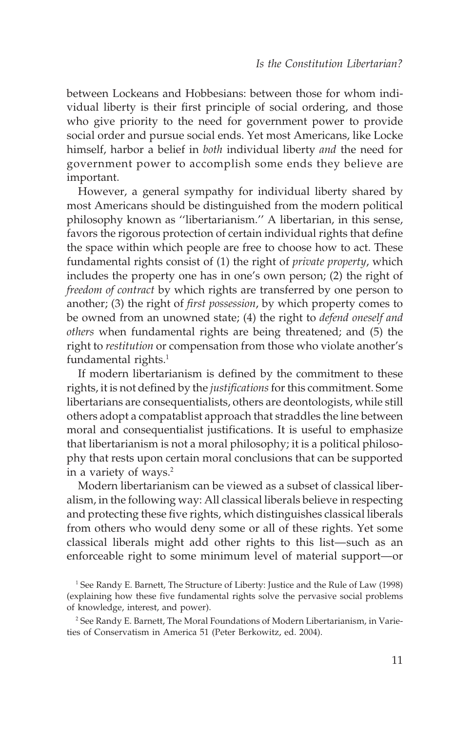between Lockeans and Hobbesians: between those for whom individual liberty is their first principle of social ordering, and those who give priority to the need for government power to provide social order and pursue social ends. Yet most Americans, like Locke himself, harbor a belief in *both* individual liberty *and* the need for government power to accomplish some ends they believe are important.

However, a general sympathy for individual liberty shared by most Americans should be distinguished from the modern political philosophy known as ''libertarianism.'' A libertarian, in this sense, favors the rigorous protection of certain individual rights that define the space within which people are free to choose how to act. These fundamental rights consist of (1) the right of *private property*, which includes the property one has in one's own person; (2) the right of *freedom of contract* by which rights are transferred by one person to another; (3) the right of *first possession*, by which property comes to be owned from an unowned state; (4) the right to *defend oneself and others* when fundamental rights are being threatened; and (5) the right to *restitution* or compensation from those who violate another's fundamental rights.[1]

If modern libertarianism is defined by the commitment to these rights, it is not defined by the *justifications* for this commitment. Some libertarians are consequentialists, others are deontologists, while still others adopt a compatablist approach that straddles the line between moral and consequentialist justifications. It is useful to emphasize that libertarianism is not a moral philosophy; it is a political philosophy that rests upon certain moral conclusions that can be supported in a variety of ways.[2]

Modern libertarianism can be viewed as a subset of classical liberalism, in the following way: All classical liberals believe in respecting and protecting these five rights, which distinguishes classical liberals from others who would deny some or all of these rights. Yet some classical liberals might add other rights to this list—such as an enforceable right to some minimum level of material support—or

[1] See Randy E. Barnett, The Structure of Liberty: Justice and the Rule of Law (1998) (explaining how these five fundamental rights solve the pervasive social problems of knowledge, interest, and power).

[2] See Randy E. Barnett, The Moral Foundations of Modern Libertarianism, in Varieties of Conservatism in America 51 (Peter Berkowitz, ed. 2004).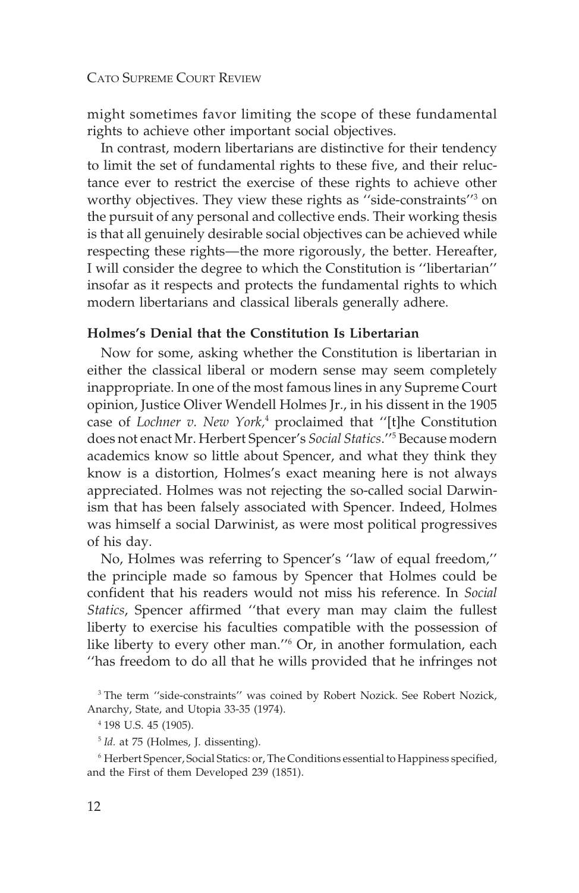might sometimes favor limiting the scope of these fundamental rights to achieve other important social objectives.

In contrast, modern libertarians are distinctive for their tendency to limit the set of fundamental rights to these five, and their reluctance ever to restrict the exercise of these rights to achieve other worthy objectives. They view these rights as ''side-constraints''[3] on the pursuit of any personal and collective ends. Their working thesis is that all genuinely desirable social objectives can be achieved while respecting these rights—the more rigorously, the better. Hereafter, I will consider the degree to which the Constitution is ''libertarian'' insofar as it respects and protects the fundamental rights to which modern libertarians and classical liberals generally adhere.

### Holmes's Denial that the Constitution Is Libertarian

Now for some, asking whether the Constitution is libertarian in either the classical liberal or modern sense may seem completely inappropriate. In one of the most famous lines in any Supreme Court opinion, Justice Oliver Wendell Holmes Jr., in his dissent in the 1905 case of *Lochner v. New York*,[4] proclaimed that ''[t]he Constitution does not enact Mr. Herbert Spencer's *Social Statics*.''[5] Because modern academics know so little about Spencer, and what they think they know is a distortion, Holmes's exact meaning here is not always appreciated. Holmes was not rejecting the so-called social Darwinism that has been falsely associated with Spencer. Indeed, Holmes was himself a social Darwinist, as were most political progressives of his day.

No, Holmes was referring to Spencer's ''law of equal freedom,'' the principle made so famous by Spencer that Holmes could be confident that his readers would not miss his reference. In *Social Statics*, Spencer affirmed ''that every man may claim the fullest liberty to exercise his faculties compatible with the possession of like liberty to every other man.''[6] Or, in another formulation, each ''has freedom to do all that he wills provided that he infringes not

[3] The term ''side-constraints'' was coined by Robert Nozick. See Robert Nozick, Anarchy, State, and Utopia 33-35 (1974).

[4] 198 U.S. 45 (1905).

[5] *Id.* at 75 (Holmes, J. dissenting).

[6] Herbert Spencer, Social Statics: or, The Conditions essential to Happiness specified, and the First of them Developed 239 (1851).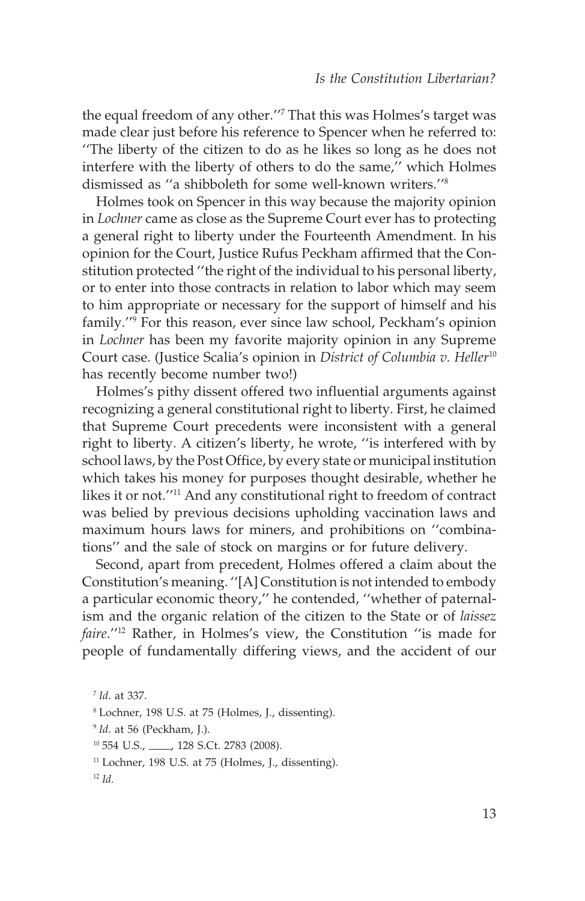the equal freedom of any other.''[7] That this was Holmes's target was made clear just before his reference to Spencer when he referred to: ''The liberty of the citizen to do as he likes so long as he does not interfere with the liberty of others to do the same,'' which Holmes dismissed as ''a shibboleth for some well-known writers.''[8]

Holmes took on Spencer in this way because the majority opinion in *Lochner* came as close as the Supreme Court ever has to protecting a general right to liberty under the Fourteenth Amendment. In his opinion for the Court, Justice Rufus Peckham affirmed that the Constitution protected ''the right of the individual to his personal liberty, or to enter into those contracts in relation to labor which may seem to him appropriate or necessary for the support of himself and his family.''[9] For this reason, ever since law school, Peckham's opinion in *Lochner* has been my favorite majority opinion in any Supreme Court case. (Justice Scalia's opinion in *District of Columbia v. Heller*[10] has recently become number two!)

Holmes's pithy dissent offered two influential arguments against recognizing a general constitutional right to liberty. First, he claimed that Supreme Court precedents were inconsistent with a general right to liberty. A citizen's liberty, he wrote, ''is interfered with by school laws, by the Post Office, by every state or municipal institution which takes his money for purposes thought desirable, whether he likes it or not.''[11] And any constitutional right to freedom of contract was belied by previous decisions upholding vaccination laws and maximum hours laws for miners, and prohibitions on ''combinations'' and the sale of stock on margins or for future delivery.

Second, apart from precedent, Holmes offered a claim about the Constitution's meaning. ''[A] Constitution is not intended to embody a particular economic theory,'' he contended, ''whether of paternalism and the organic relation of the citizen to the State or of *laissez faire*.''[12] Rather, in Holmes's view, the Constitution ''is made for people of fundamentally differing views, and the accident of our

[7] *Id*. at 337.

[8] Lochner, 198 U.S. at 75 (Holmes, J., dissenting).

[9] *Id*. at 56 (Peckham, J.).

[10] 554 U.S., ____, 128 S.Ct. 2783 (2008).

[11] Lochner, 198 U.S. at 75 (Holmes, J., dissenting).

[12] *Id.*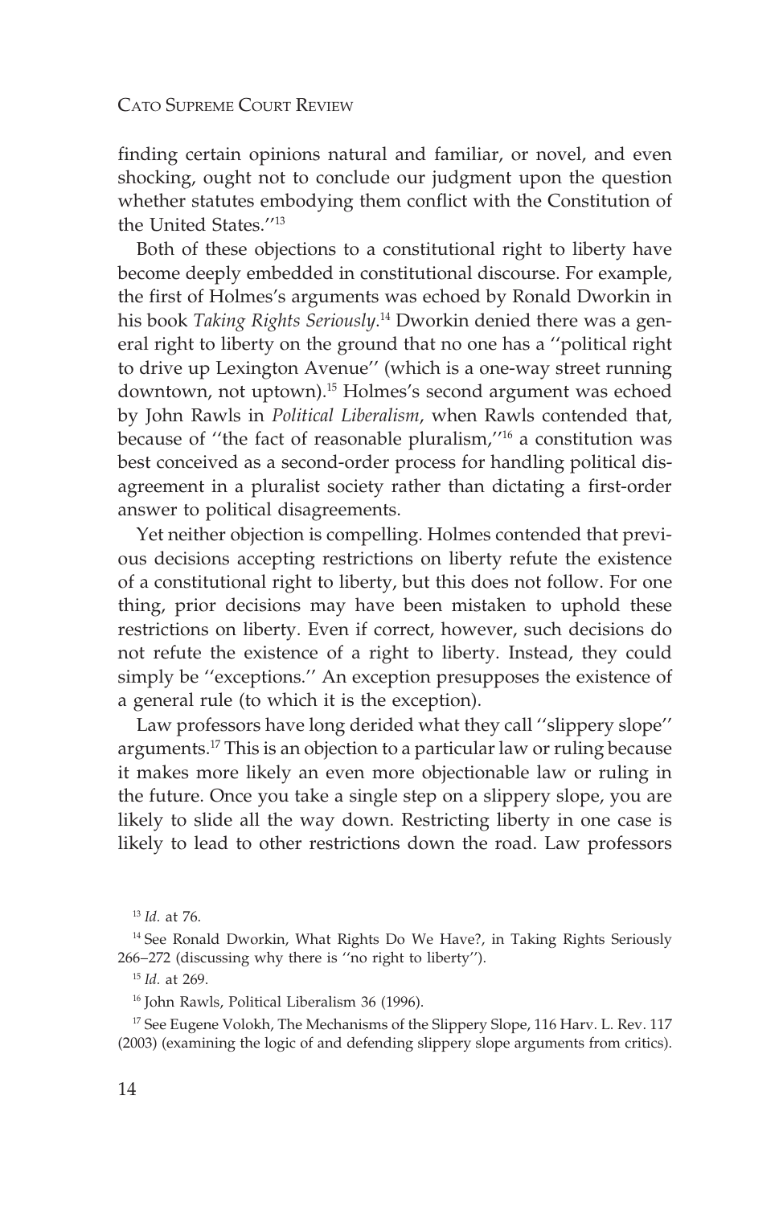finding certain opinions natural and familiar, or novel, and even shocking, ought not to conclude our judgment upon the question whether statutes embodying them conflict with the Constitution of the United States.''[13]

Both of these objections to a constitutional right to liberty have become deeply embedded in constitutional discourse. For example, the first of Holmes's arguments was echoed by Ronald Dworkin in his book *Taking Rights Seriously*.[14] Dworkin denied there was a general right to liberty on the ground that no one has a ''political right to drive up Lexington Avenue'' (which is a one-way street running downtown, not uptown).[15] Holmes's second argument was echoed by John Rawls in *Political Liberalism*, when Rawls contended that, because of ''the fact of reasonable pluralism,''[16] a constitution was best conceived as a second-order process for handling political disagreement in a pluralist society rather than dictating a first-order answer to political disagreements.

Yet neither objection is compelling. Holmes contended that previous decisions accepting restrictions on liberty refute the existence of a constitutional right to liberty, but this does not follow. For one thing, prior decisions may have been mistaken to uphold these restrictions on liberty. Even if correct, however, such decisions do not refute the existence of a right to liberty. Instead, they could simply be ''exceptions.'' An exception presupposes the existence of a general rule (to which it is the exception).

Law professors have long derided what they call ''slippery slope'' arguments.[17] This is an objection to a particular law or ruling because it makes more likely an even more objectionable law or ruling in the future. Once you take a single step on a slippery slope, you are likely to slide all the way down. Restricting liberty in one case is likely to lead to other restrictions down the road. Law professors

---

[13] *Id.* at 76.

[14] See Ronald Dworkin, What Rights Do We Have?, in Taking Rights Seriously 266–272 (discussing why there is ''no right to liberty'').

[15] *Id.* at 269.

[16] John Rawls, Political Liberalism 36 (1996).

[17] See Eugene Volokh, The Mechanisms of the Slippery Slope, 116 Harv. L. Rev. 117 (2003) (examining the logic of and defending slippery slope arguments from critics).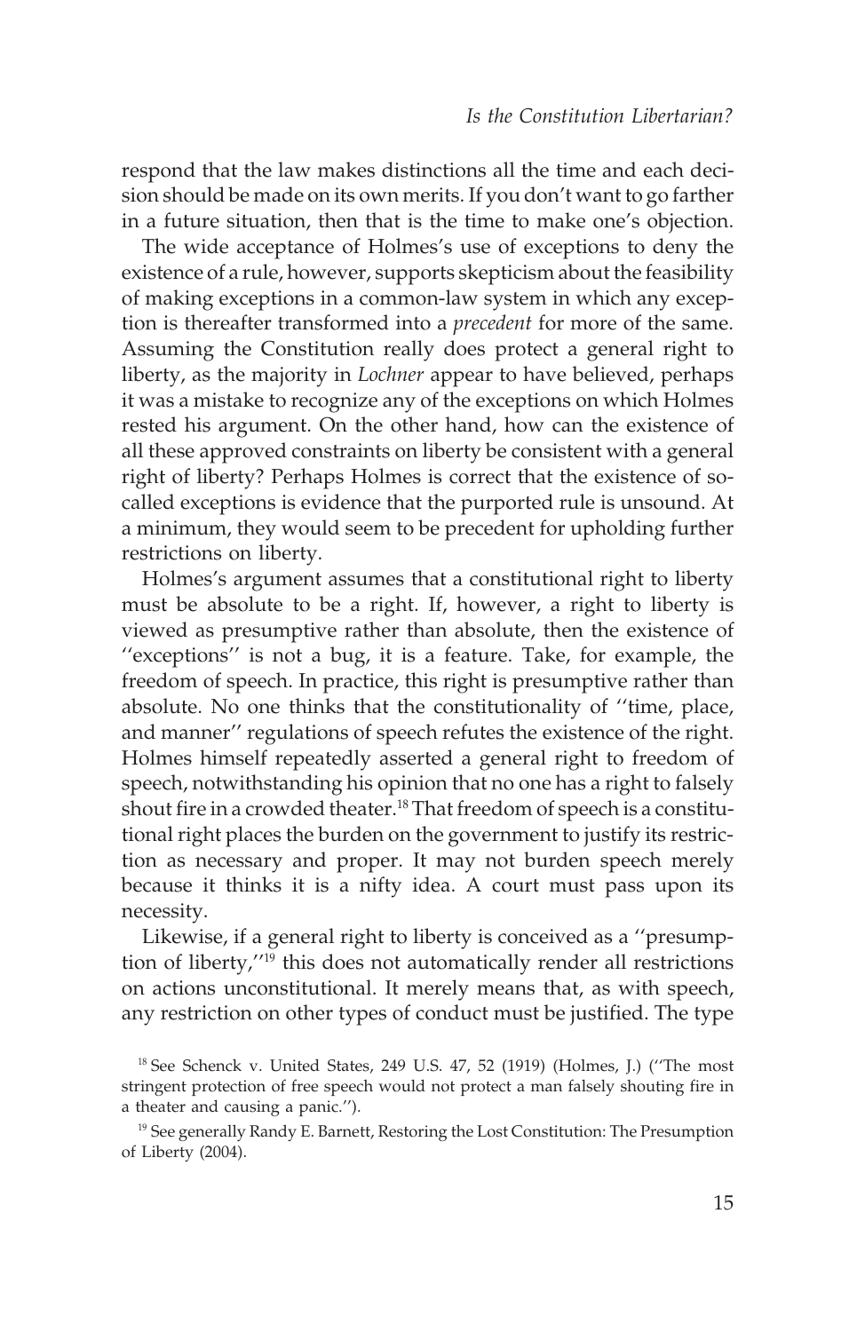respond that the law makes distinctions all the time and each decision should be made on its own merits. If you don't want to go farther in a future situation, then that is the time to make one's objection.

The wide acceptance of Holmes's use of exceptions to deny the existence of a rule, however, supports skepticism about the feasibility of making exceptions in a common-law system in which any exception is thereafter transformed into a *precedent* for more of the same. Assuming the Constitution really does protect a general right to liberty, as the majority in *Lochner* appear to have believed, perhaps it was a mistake to recognize any of the exceptions on which Holmes rested his argument. On the other hand, how can the existence of all these approved constraints on liberty be consistent with a general right of liberty? Perhaps Holmes is correct that the existence of so-called exceptions is evidence that the purported rule is unsound. At a minimum, they would seem to be precedent for upholding further restrictions on liberty.

Holmes's argument assumes that a constitutional right to liberty must be absolute to be a right. If, however, a right to liberty is viewed as presumptive rather than absolute, then the existence of "exceptions" is not a bug, it is a feature. Take, for example, the freedom of speech. In practice, this right is presumptive rather than absolute. No one thinks that the constitutionality of "time, place, and manner" regulations of speech refutes the existence of the right. Holmes himself repeatedly asserted a general right to freedom of speech, notwithstanding his opinion that no one has a right to falsely shout fire in a crowded theater.[18] That freedom of speech is a constitutional right places the burden on the government to justify its restriction as necessary and proper. It may not burden speech merely because it thinks it is a nifty idea. A court must pass upon its necessity.

Likewise, if a general right to liberty is conceived as a "presumption of liberty,"[19] this does not automatically render all restrictions on actions unconstitutional. It merely means that, as with speech, any restriction on other types of conduct must be justified. The type

[18] See Schenck v. United States, 249 U.S. 47, 52 (1919) (Holmes, J.) ("The most stringent protection of free speech would not protect a man falsely shouting fire in a theater and causing a panic.").

[19] See generally Randy E. Barnett, Restoring the Lost Constitution: The Presumption of Liberty (2004).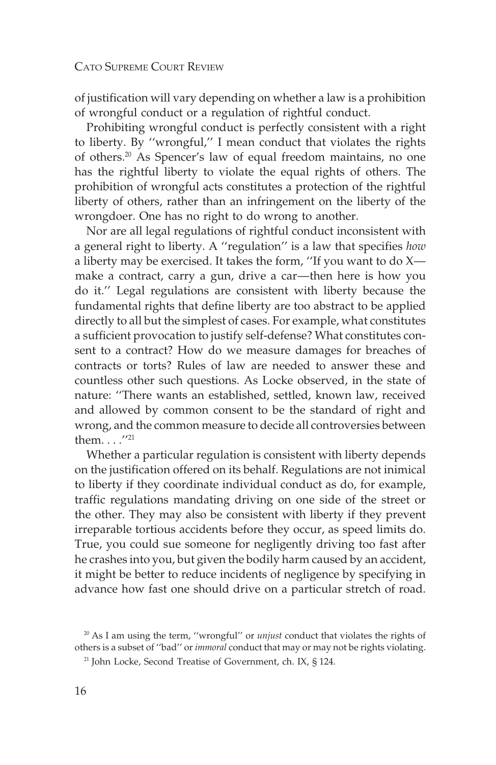of justification will vary depending on whether a law is a prohibition of wrongful conduct or a regulation of rightful conduct.

Prohibiting wrongful conduct is perfectly consistent with a right to liberty. By ''wrongful,'' I mean conduct that violates the rights of others.[20] As Spencer's law of equal freedom maintains, no one has the rightful liberty to violate the equal rights of others. The prohibition of wrongful acts constitutes a protection of the rightful liberty of others, rather than an infringement on the liberty of the wrongdoer. One has no right to do wrong to another.

Nor are all legal regulations of rightful conduct inconsistent with a general right to liberty. A ''regulation'' is a law that specifies *how* a liberty may be exercised. It takes the form, ''If you want to do X—make a contract, carry a gun, drive a car—then here is how you do it.'' Legal regulations are consistent with liberty because the fundamental rights that define liberty are too abstract to be applied directly to all but the simplest of cases. For example, what constitutes a sufficient provocation to justify self-defense? What constitutes consent to a contract? How do we measure damages for breaches of contracts or torts? Rules of law are needed to answer these and countless other such questions. As Locke observed, in the state of nature: ''There wants an established, settled, known law, received and allowed by common consent to be the standard of right and wrong, and the common measure to decide all controversies between them. . . .''[21]

Whether a particular regulation is consistent with liberty depends on the justification offered on its behalf. Regulations are not inimical to liberty if they coordinate individual conduct as do, for example, traffic regulations mandating driving on one side of the street or the other. They may also be consistent with liberty if they prevent irreparable tortious accidents before they occur, as speed limits do. True, you could sue someone for negligently driving too fast after he crashes into you, but given the bodily harm caused by an accident, it might be better to reduce incidents of negligence by specifying in advance how fast one should drive on a particular stretch of road.

[20] As I am using the term, ''wrongful'' or *unjust* conduct that violates the rights of others is a subset of ''bad'' or *immoral* conduct that may or may not be rights violating.

[21] John Locke, Second Treatise of Government, ch. IX, § 124.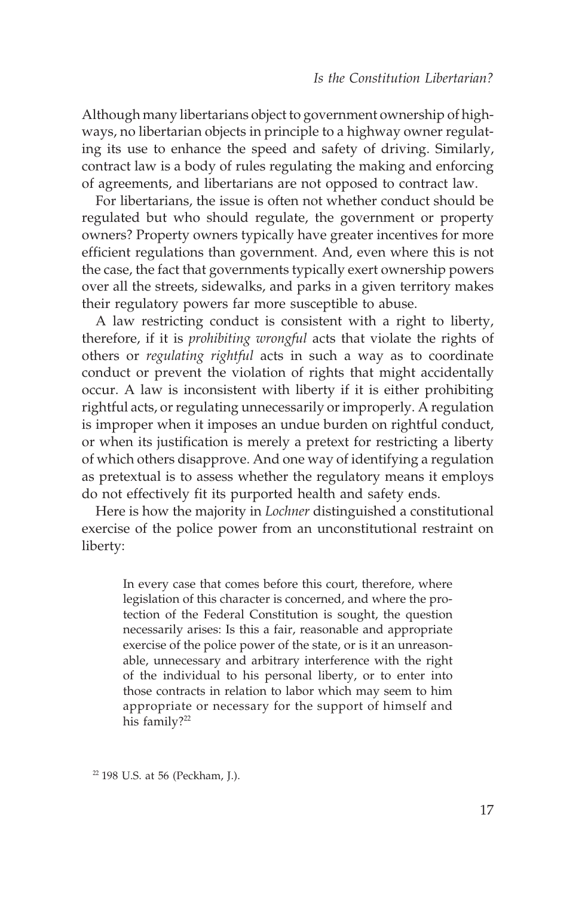Although many libertarians object to government ownership of highways, no libertarian objects in principle to a highway owner regulating its use to enhance the speed and safety of driving. Similarly, contract law is a body of rules regulating the making and enforcing of agreements, and libertarians are not opposed to contract law.

For libertarians, the issue is often not whether conduct should be regulated but who should regulate, the government or property owners? Property owners typically have greater incentives for more efficient regulations than government. And, even where this is not the case, the fact that governments typically exert ownership powers over all the streets, sidewalks, and parks in a given territory makes their regulatory powers far more susceptible to abuse.

A law restricting conduct is consistent with a right to liberty, therefore, if it is *prohibiting wrongful* acts that violate the rights of others or *regulating rightful* acts in such a way as to coordinate conduct or prevent the violation of rights that might accidentally occur. A law is inconsistent with liberty if it is either prohibiting rightful acts, or regulating unnecessarily or improperly. A regulation is improper when it imposes an undue burden on rightful conduct, or when its justification is merely a pretext for restricting a liberty of which others disapprove. And one way of identifying a regulation as pretextual is to assess whether the regulatory means it employs do not effectively fit its purported health and safety ends.

Here is how the majority in *Lochner* distinguished a constitutional exercise of the police power from an unconstitutional restraint on liberty:

> In every case that comes before this court, therefore, where legislation of this character is concerned, and where the protection of the Federal Constitution is sought, the question necessarily arises: Is this a fair, reasonable and appropriate exercise of the police power of the state, or is it an unreasonable, unnecessary and arbitrary interference with the right of the individual to his personal liberty, or to enter into those contracts in relation to labor which may seem to him appropriate or necessary for the support of himself and his family?[22]

[22] 198 U.S. at 56 (Peckham, J.).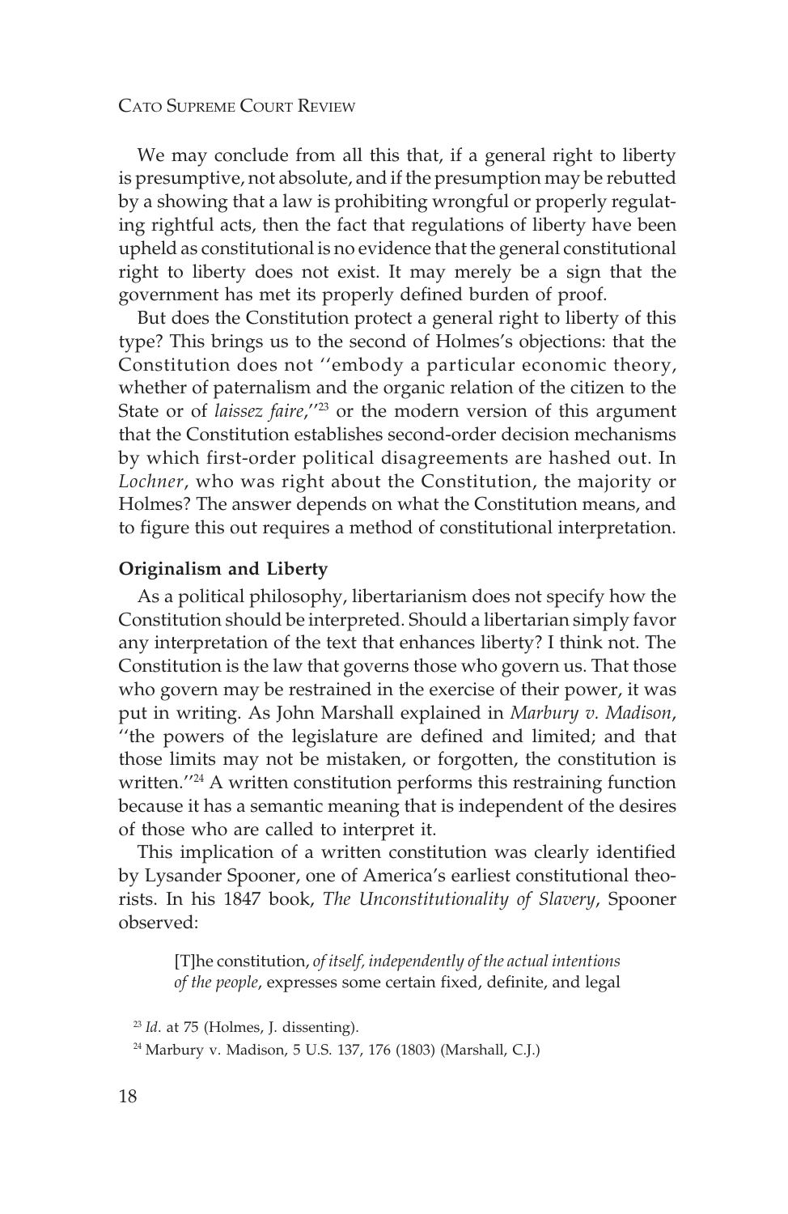We may conclude from all this that, if a general right to liberty is presumptive, not absolute, and if the presumption may be rebutted by a showing that a law is prohibiting wrongful or properly regulating rightful acts, then the fact that regulations of liberty have been upheld as constitutional is no evidence that the general constitutional right to liberty does not exist. It may merely be a sign that the government has met its properly defined burden of proof.

But does the Constitution protect a general right to liberty of this type? This brings us to the second of Holmes's objections: that the Constitution does not ''embody a particular economic theory, whether of paternalism and the organic relation of the citizen to the State or of *laissez faire*,''[23] or the modern version of this argument that the Constitution establishes second-order decision mechanisms by which first-order political disagreements are hashed out. In *Lochner*, who was right about the Constitution, the majority or Holmes? The answer depends on what the Constitution means, and to figure this out requires a method of constitutional interpretation.

## Originalism and Liberty

As a political philosophy, libertarianism does not specify how the Constitution should be interpreted. Should a libertarian simply favor any interpretation of the text that enhances liberty? I think not. The Constitution is the law that governs those who govern us. That those who govern may be restrained in the exercise of their power, it was put in writing. As John Marshall explained in *Marbury v. Madison*, ''the powers of the legislature are defined and limited; and that those limits may not be mistaken, or forgotten, the constitution is written.''[24] A written constitution performs this restraining function because it has a semantic meaning that is independent of the desires of those who are called to interpret it.

This implication of a written constitution was clearly identified by Lysander Spooner, one of America's earliest constitutional theorists. In his 1847 book, *The Unconstitutionality of Slavery*, Spooner observed:

> [T]he constitution, *of itself, independently of the actual intentions of the people*, expresses some certain fixed, definite, and legal

[23] *Id.* at 75 (Holmes, J. dissenting).

[24] Marbury v. Madison, 5 U.S. 137, 176 (1803) (Marshall, C.J.)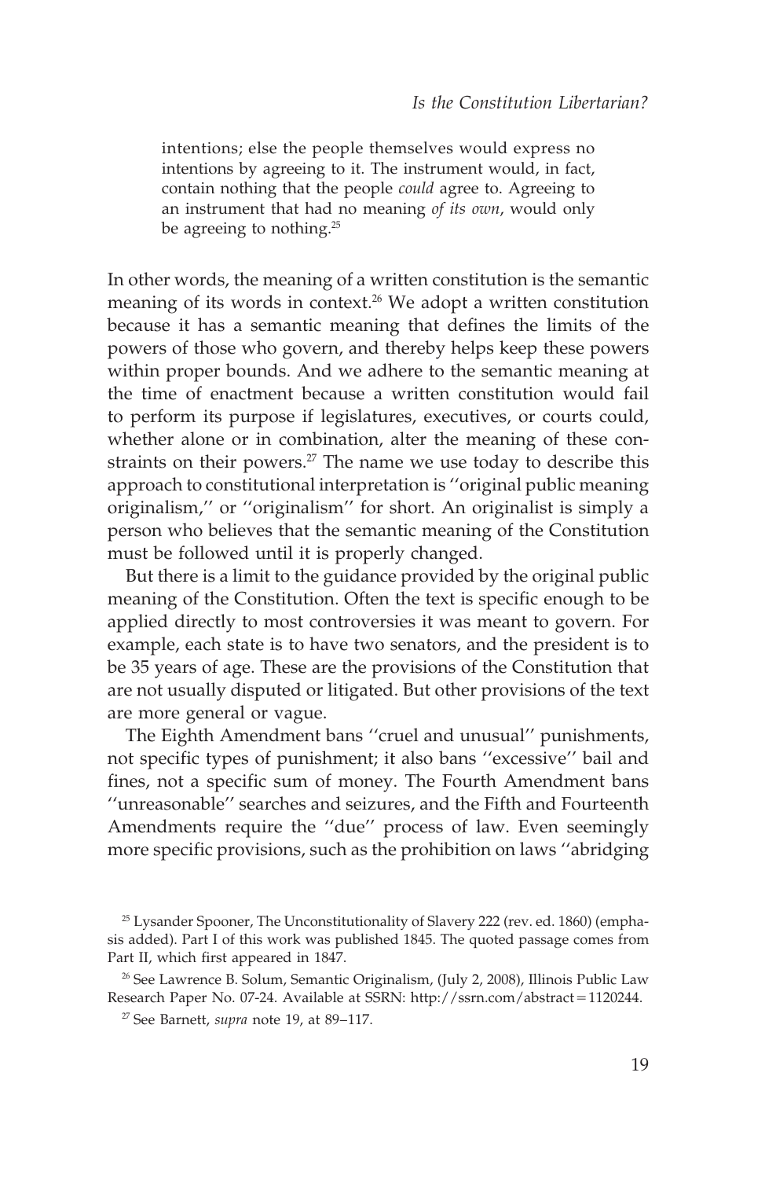> intentions; else the people themselves would express no intentions by agreeing to it. The instrument would, in fact, contain nothing that the people *could* agree to. Agreeing to an instrument that had no meaning *of its own*, would only be agreeing to nothing.[25]

In other words, the meaning of a written constitution is the semantic meaning of its words in context.[26] We adopt a written constitution because it has a semantic meaning that defines the limits of the powers of those who govern, and thereby helps keep these powers within proper bounds. And we adhere to the semantic meaning at the time of enactment because a written constitution would fail to perform its purpose if legislatures, executives, or courts could, whether alone or in combination, alter the meaning of these constraints on their powers.[27] The name we use today to describe this approach to constitutional interpretation is ''original public meaning originalism,'' or ''originalism'' for short. An originalist is simply a person who believes that the semantic meaning of the Constitution must be followed until it is properly changed.

But there is a limit to the guidance provided by the original public meaning of the Constitution. Often the text is specific enough to be applied directly to most controversies it was meant to govern. For example, each state is to have two senators, and the president is to be 35 years of age. These are the provisions of the Constitution that are not usually disputed or litigated. But other provisions of the text are more general or vague.

The Eighth Amendment bans ''cruel and unusual'' punishments, not specific types of punishment; it also bans ''excessive'' bail and fines, not a specific sum of money. The Fourth Amendment bans ''unreasonable'' searches and seizures, and the Fifth and Fourteenth Amendments require the ''due'' process of law. Even seemingly more specific provisions, such as the prohibition on laws ''abridging

[25] Lysander Spooner, The Unconstitutionality of Slavery 222 (rev. ed. 1860) (emphasis added). Part I of this work was published 1845. The quoted passage comes from Part II, which first appeared in 1847.

[26] See Lawrence B. Solum, Semantic Originalism, (July 2, 2008), Illinois Public Law Research Paper No. 07-24. Available at SSRN: http://ssrn.com/abstract=1120244.

[27] See Barnett, *supra* note 19, at 89–117.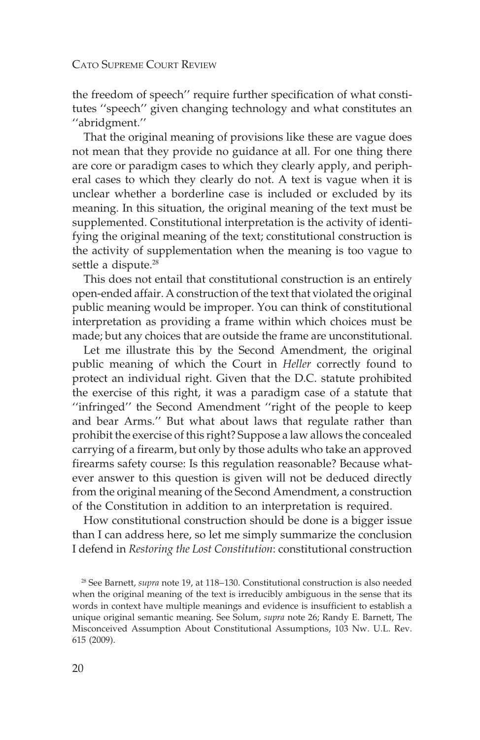the freedom of speech'' require further specification of what constitutes ''speech'' given changing technology and what constitutes an ''abridgment.''

That the original meaning of provisions like these are vague does not mean that they provide no guidance at all. For one thing there are core or paradigm cases to which they clearly apply, and peripheral cases to which they clearly do not. A text is vague when it is unclear whether a borderline case is included or excluded by its meaning. In this situation, the original meaning of the text must be supplemented. Constitutional interpretation is the activity of identifying the original meaning of the text; constitutional construction is the activity of supplementation when the meaning is too vague to settle a dispute.[28]

This does not entail that constitutional construction is an entirely open-ended affair. A construction of the text that violated the original public meaning would be improper. You can think of constitutional interpretation as providing a frame within which choices must be made; but any choices that are outside the frame are unconstitutional.

Let me illustrate this by the Second Amendment, the original public meaning of which the Court in *Heller* correctly found to protect an individual right. Given that the D.C. statute prohibited the exercise of this right, it was a paradigm case of a statute that ''infringed'' the Second Amendment ''right of the people to keep and bear Arms.'' But what about laws that regulate rather than prohibit the exercise of this right? Suppose a law allows the concealed carrying of a firearm, but only by those adults who take an approved firearms safety course: Is this regulation reasonable? Because whatever answer to this question is given will not be deduced directly from the original meaning of the Second Amendment, a construction of the Constitution in addition to an interpretation is required.

How constitutional construction should be done is a bigger issue than I can address here, so let me simply summarize the conclusion I defend in *Restoring the Lost Constitution*: constitutional construction

[28] See Barnett, *supra* note 19, at 118–130. Constitutional construction is also needed when the original meaning of the text is irreducibly ambiguous in the sense that its words in context have multiple meanings and evidence is insufficient to establish a unique original semantic meaning. See Solum, *supra* note 26; Randy E. Barnett, The Misconceived Assumption About Constitutional Assumptions, 103 Nw. U.L. Rev. 615 (2009).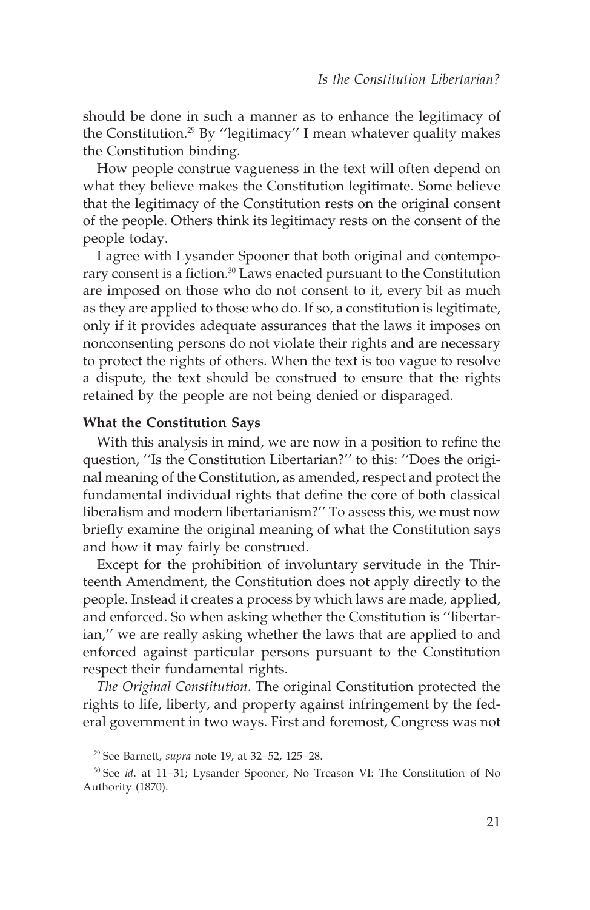should be done in such a manner as to enhance the legitimacy of the Constitution.[29] By ''legitimacy'' I mean whatever quality makes the Constitution binding.

How people construe vagueness in the text will often depend on what they believe makes the Constitution legitimate. Some believe that the legitimacy of the Constitution rests on the original consent of the people. Others think its legitimacy rests on the consent of the people today.

I agree with Lysander Spooner that both original and contemporary consent is a fiction.[30] Laws enacted pursuant to the Constitution are imposed on those who do not consent to it, every bit as much as they are applied to those who do. If so, a constitution is legitimate, only if it provides adequate assurances that the laws it imposes on nonconsenting persons do not violate their rights and are necessary to protect the rights of others. When the text is too vague to resolve a dispute, the text should be construed to ensure that the rights retained by the people are not being denied or disparaged.

**What the Constitution Says**

With this analysis in mind, we are now in a position to refine the question, ''Is the Constitution Libertarian?'' to this: ''Does the original meaning of the Constitution, as amended, respect and protect the fundamental individual rights that define the core of both classical liberalism and modern libertarianism?'' To assess this, we must now briefly examine the original meaning of what the Constitution says and how it may fairly be construed.

Except for the prohibition of involuntary servitude in the Thirteenth Amendment, the Constitution does not apply directly to the people. Instead it creates a process by which laws are made, applied, and enforced. So when asking whether the Constitution is ''libertarian,'' we are really asking whether the laws that are applied to and enforced against particular persons pursuant to the Constitution respect their fundamental rights.

*The Original Constitution*. The original Constitution protected the rights to life, liberty, and property against infringement by the federal government in two ways. First and foremost, Congress was not

[29] See Barnett, *supra* note 19, at 32–52, 125–28.

[30] See *id.* at 11–31; Lysander Spooner, No Treason VI: The Constitution of No Authority (1870).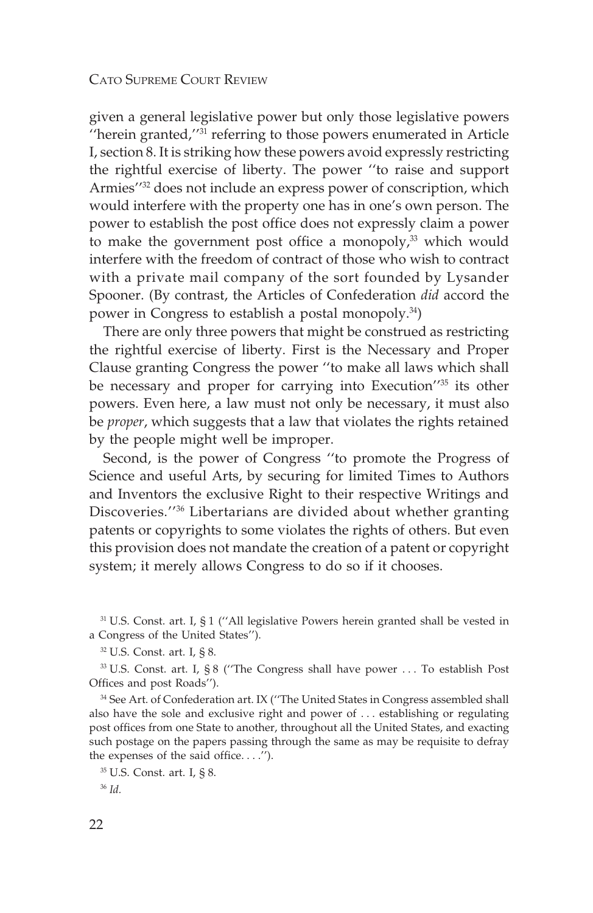given a general legislative power but only those legislative powers ''herein granted,''[31] referring to those powers enumerated in Article I, section 8. It is striking how these powers avoid expressly restricting the rightful exercise of liberty. The power ''to raise and support Armies''[32] does not include an express power of conscription, which would interfere with the property one has in one's own person. The power to establish the post office does not expressly claim a power to make the government post office a monopoly,[33] which would interfere with the freedom of contract of those who wish to contract with a private mail company of the sort founded by Lysander Spooner. (By contrast, the Articles of Confederation *did* accord the power in Congress to establish a postal monopoly.[34])

There are only three powers that might be construed as restricting the rightful exercise of liberty. First is the Necessary and Proper Clause granting Congress the power ''to make all laws which shall be necessary and proper for carrying into Execution''[35] its other powers. Even here, a law must not only be necessary, it must also be *proper*, which suggests that a law that violates the rights retained by the people might well be improper.

Second, is the power of Congress ''to promote the Progress of Science and useful Arts, by securing for limited Times to Authors and Inventors the exclusive Right to their respective Writings and Discoveries.''[36] Libertarians are divided about whether granting patents or copyrights to some violates the rights of others. But even this provision does not mandate the creation of a patent or copyright system; it merely allows Congress to do so if it chooses.

[31] U.S. Const. art. I, § 1 (''All legislative Powers herein granted shall be vested in a Congress of the United States'').

[32] U.S. Const. art. I, § 8.

[33] U.S. Const. art. I, § 8 (''The Congress shall have power . . . To establish Post Offices and post Roads'').

[34] See Art. of Confederation art. IX (''The United States in Congress assembled shall also have the sole and exclusive right and power of . . . establishing or regulating post offices from one State to another, throughout all the United States, and exacting such postage on the papers passing through the same as may be requisite to defray the expenses of the said office. . . .'').

[35] U.S. Const. art. I, § 8.

[36] *Id.*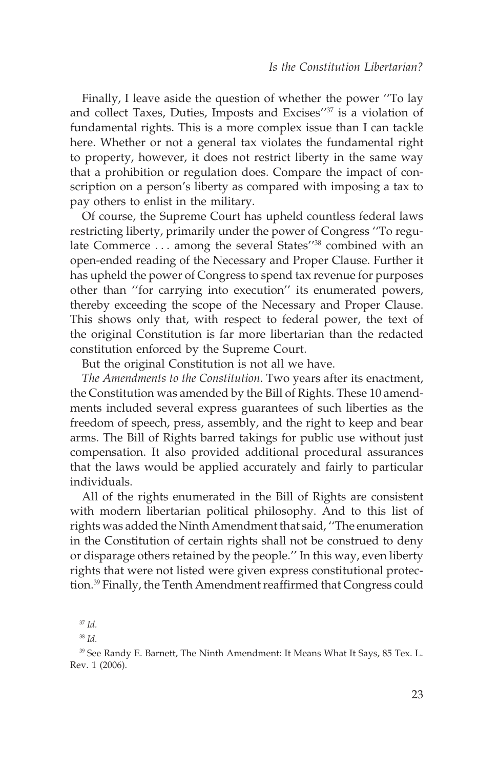Finally, I leave aside the question of whether the power ''To lay and collect Taxes, Duties, Imposts and Excises''[37] is a violation of fundamental rights. This is a more complex issue than I can tackle here. Whether or not a general tax violates the fundamental right to property, however, it does not restrict liberty in the same way that a prohibition or regulation does. Compare the impact of conscription on a person's liberty as compared with imposing a tax to pay others to enlist in the military.

Of course, the Supreme Court has upheld countless federal laws restricting liberty, primarily under the power of Congress ''To regulate Commerce . . . among the several States''[38] combined with an open-ended reading of the Necessary and Proper Clause. Further it has upheld the power of Congress to spend tax revenue for purposes other than ''for carrying into execution'' its enumerated powers, thereby exceeding the scope of the Necessary and Proper Clause. This shows only that, with respect to federal power, the text of the original Constitution is far more libertarian than the redacted constitution enforced by the Supreme Court.

But the original Constitution is not all we have.

*The Amendments to the Constitution*. Two years after its enactment, the Constitution was amended by the Bill of Rights. These 10 amendments included several express guarantees of such liberties as the freedom of speech, press, assembly, and the right to keep and bear arms. The Bill of Rights barred takings for public use without just compensation. It also provided additional procedural assurances that the laws would be applied accurately and fairly to particular individuals.

All of the rights enumerated in the Bill of Rights are consistent with modern libertarian political philosophy. And to this list of rights was added the Ninth Amendment that said, ''The enumeration in the Constitution of certain rights shall not be construed to deny or disparage others retained by the people.'' In this way, even liberty rights that were not listed were given express constitutional protection.[39] Finally, the Tenth Amendment reaffirmed that Congress could

[37] *Id.*

[38] *Id.*

[39] See Randy E. Barnett, The Ninth Amendment: It Means What It Says, 85 Tex. L. Rev. 1 (2006).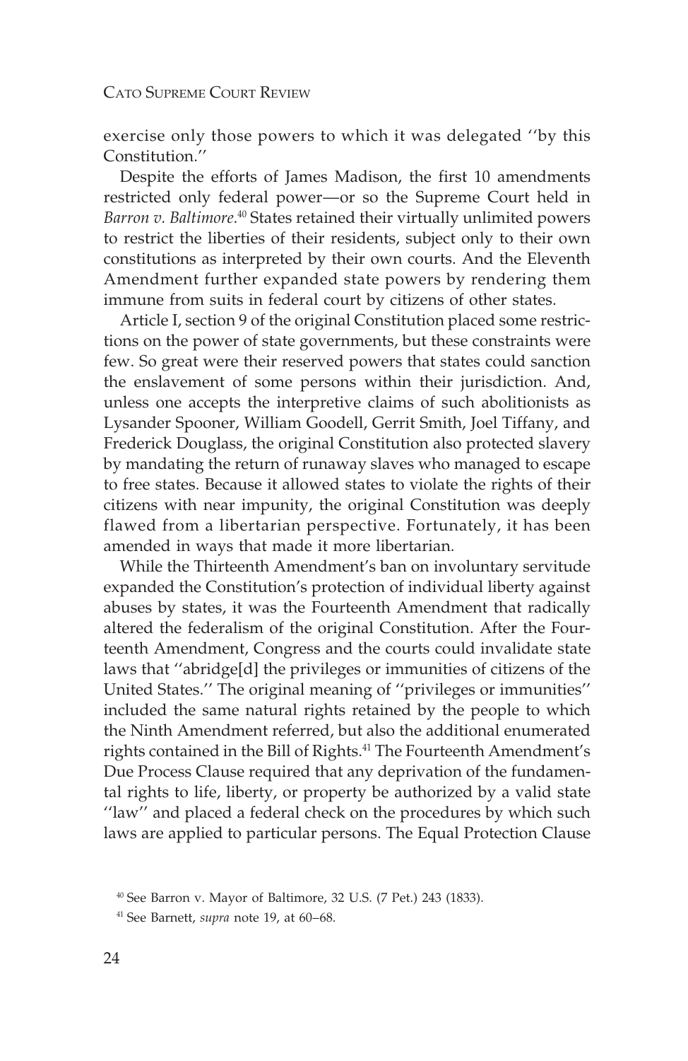exercise only those powers to which it was delegated ''by this Constitution.''

Despite the efforts of James Madison, the first 10 amendments restricted only federal power—or so the Supreme Court held in *Barron v. Baltimore*.[40] States retained their virtually unlimited powers to restrict the liberties of their residents, subject only to their own constitutions as interpreted by their own courts. And the Eleventh Amendment further expanded state powers by rendering them immune from suits in federal court by citizens of other states.

Article I, section 9 of the original Constitution placed some restrictions on the power of state governments, but these constraints were few. So great were their reserved powers that states could sanction the enslavement of some persons within their jurisdiction. And, unless one accepts the interpretive claims of such abolitionists as Lysander Spooner, William Goodell, Gerrit Smith, Joel Tiffany, and Frederick Douglass, the original Constitution also protected slavery by mandating the return of runaway slaves who managed to escape to free states. Because it allowed states to violate the rights of their citizens with near impunity, the original Constitution was deeply flawed from a libertarian perspective. Fortunately, it has been amended in ways that made it more libertarian.

While the Thirteenth Amendment's ban on involuntary servitude expanded the Constitution's protection of individual liberty against abuses by states, it was the Fourteenth Amendment that radically altered the federalism of the original Constitution. After the Fourteenth Amendment, Congress and the courts could invalidate state laws that ''abridge[d] the privileges or immunities of citizens of the United States.'' The original meaning of ''privileges or immunities'' included the same natural rights retained by the people to which the Ninth Amendment referred, but also the additional enumerated rights contained in the Bill of Rights.[41] The Fourteenth Amendment's Due Process Clause required that any deprivation of the fundamental rights to life, liberty, or property be authorized by a valid state ''law'' and placed a federal check on the procedures by which such laws are applied to particular persons. The Equal Protection Clause

[40] See Barron v. Mayor of Baltimore, 32 U.S. (7 Pet.) 243 (1833).

[41] See Barnett, *supra* note 19, at 60–68.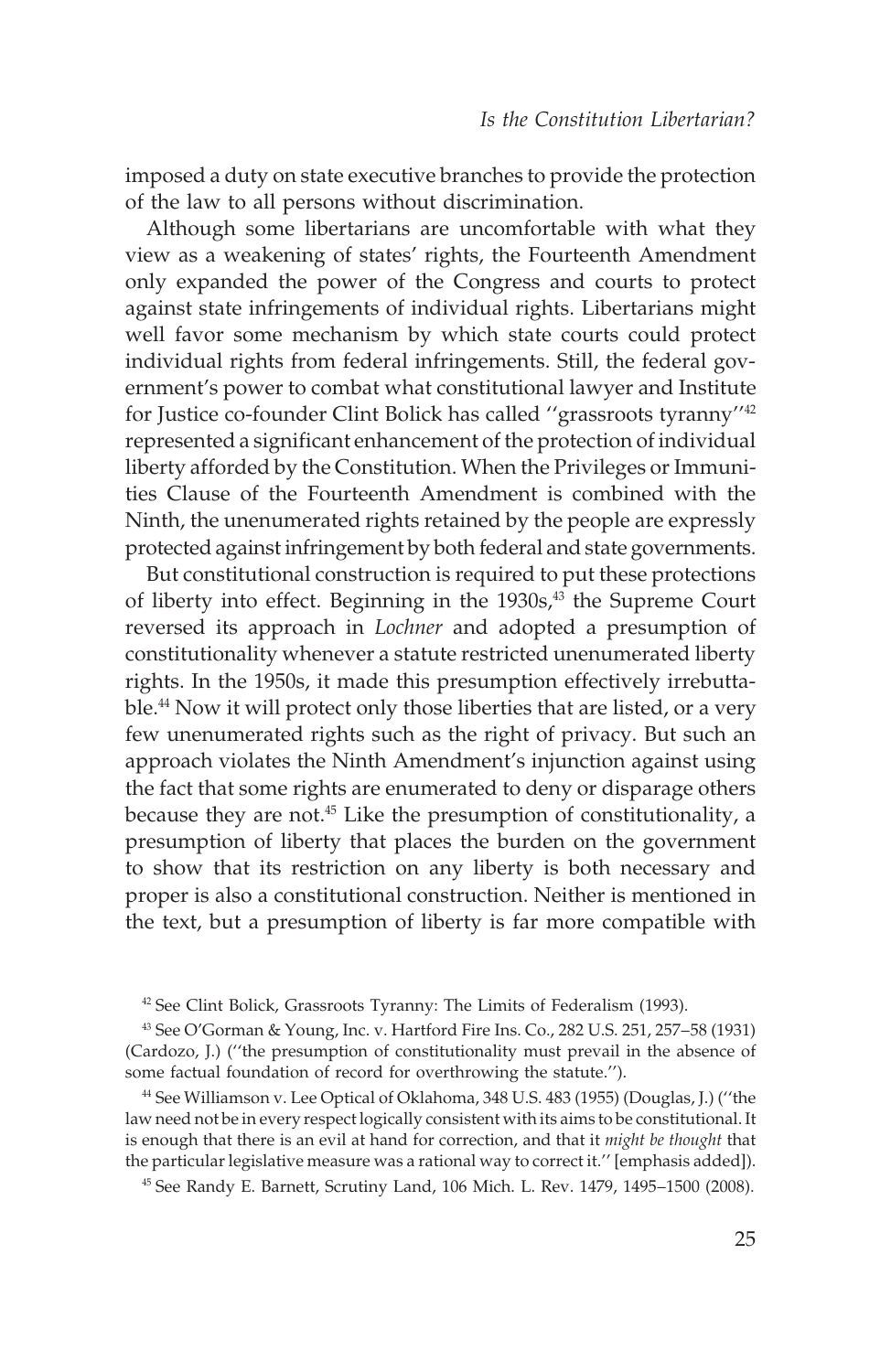imposed a duty on state executive branches to provide the protection of the law to all persons without discrimination.

Although some libertarians are uncomfortable with what they view as a weakening of states' rights, the Fourteenth Amendment only expanded the power of the Congress and courts to protect against state infringements of individual rights. Libertarians might well favor some mechanism by which state courts could protect individual rights from federal infringements. Still, the federal government's power to combat what constitutional lawyer and Institute for Justice co-founder Clint Bolick has called "grassroots tyranny"[42] represented a significant enhancement of the protection of individual liberty afforded by the Constitution. When the Privileges or Immunities Clause of the Fourteenth Amendment is combined with the Ninth, the unenumerated rights retained by the people are expressly protected against infringement by both federal and state governments.

But constitutional construction is required to put these protections of liberty into effect. Beginning in the 1930s,[43] the Supreme Court reversed its approach in *Lochner* and adopted a presumption of constitutionality whenever a statute restricted unenumerated liberty rights. In the 1950s, it made this presumption effectively irrebuttable.[44] Now it will protect only those liberties that are listed, or a very few unenumerated rights such as the right of privacy. But such an approach violates the Ninth Amendment's injunction against using the fact that some rights are enumerated to deny or disparage others because they are not.[45] Like the presumption of constitutionality, a presumption of liberty that places the burden on the government to show that its restriction on any liberty is both necessary and proper is also a constitutional construction. Neither is mentioned in the text, but a presumption of liberty is far more compatible with

[42] See Clint Bolick, Grassroots Tyranny: The Limits of Federalism (1993).

[43] See O'Gorman & Young, Inc. v. Hartford Fire Ins. Co., 282 U.S. 251, 257–58 (1931) (Cardozo, J.) ("the presumption of constitutionality must prevail in the absence of some factual foundation of record for overthrowing the statute.").

[44] See Williamson v. Lee Optical of Oklahoma, 348 U.S. 483 (1955) (Douglas, J.) ("the law need not be in every respect logically consistent with its aims to be constitutional. It is enough that there is an evil at hand for correction, and that it *might be thought* that the particular legislative measure was a rational way to correct it." [emphasis added]).

[45] See Randy E. Barnett, Scrutiny Land, 106 Mich. L. Rev. 1479, 1495–1500 (2008).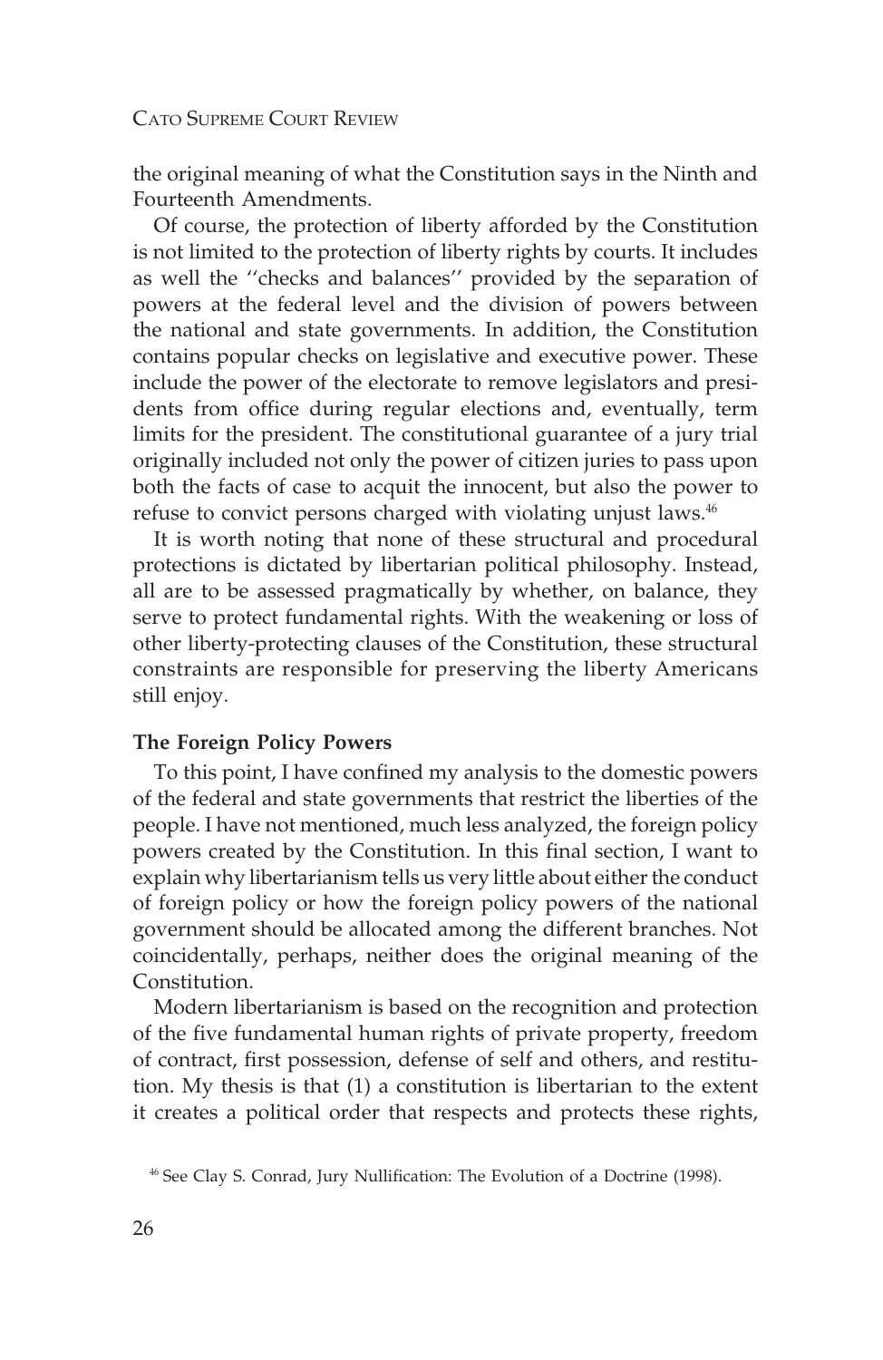the original meaning of what the Constitution says in the Ninth and Fourteenth Amendments.

Of course, the protection of liberty afforded by the Constitution is not limited to the protection of liberty rights by courts. It includes as well the ''checks and balances'' provided by the separation of powers at the federal level and the division of powers between the national and state governments. In addition, the Constitution contains popular checks on legislative and executive power. These include the power of the electorate to remove legislators and presidents from office during regular elections and, eventually, term limits for the president. The constitutional guarantee of a jury trial originally included not only the power of citizen juries to pass upon both the facts of case to acquit the innocent, but also the power to refuse to convict persons charged with violating unjust laws.[46]

It is worth noting that none of these structural and procedural protections is dictated by libertarian political philosophy. Instead, all are to be assessed pragmatically by whether, on balance, they serve to protect fundamental rights. With the weakening or loss of other liberty-protecting clauses of the Constitution, these structural constraints are responsible for preserving the liberty Americans still enjoy.

**The Foreign Policy Powers**

To this point, I have confined my analysis to the domestic powers of the federal and state governments that restrict the liberties of the people. I have not mentioned, much less analyzed, the foreign policy powers created by the Constitution. In this final section, I want to explain why libertarianism tells us very little about either the conduct of foreign policy or how the foreign policy powers of the national government should be allocated among the different branches. Not coincidentally, perhaps, neither does the original meaning of the Constitution.

Modern libertarianism is based on the recognition and protection of the five fundamental human rights of private property, freedom of contract, first possession, defense of self and others, and restitution. My thesis is that (1) a constitution is libertarian to the extent it creates a political order that respects and protects these rights,

[46] See Clay S. Conrad, Jury Nullification: The Evolution of a Doctrine (1998).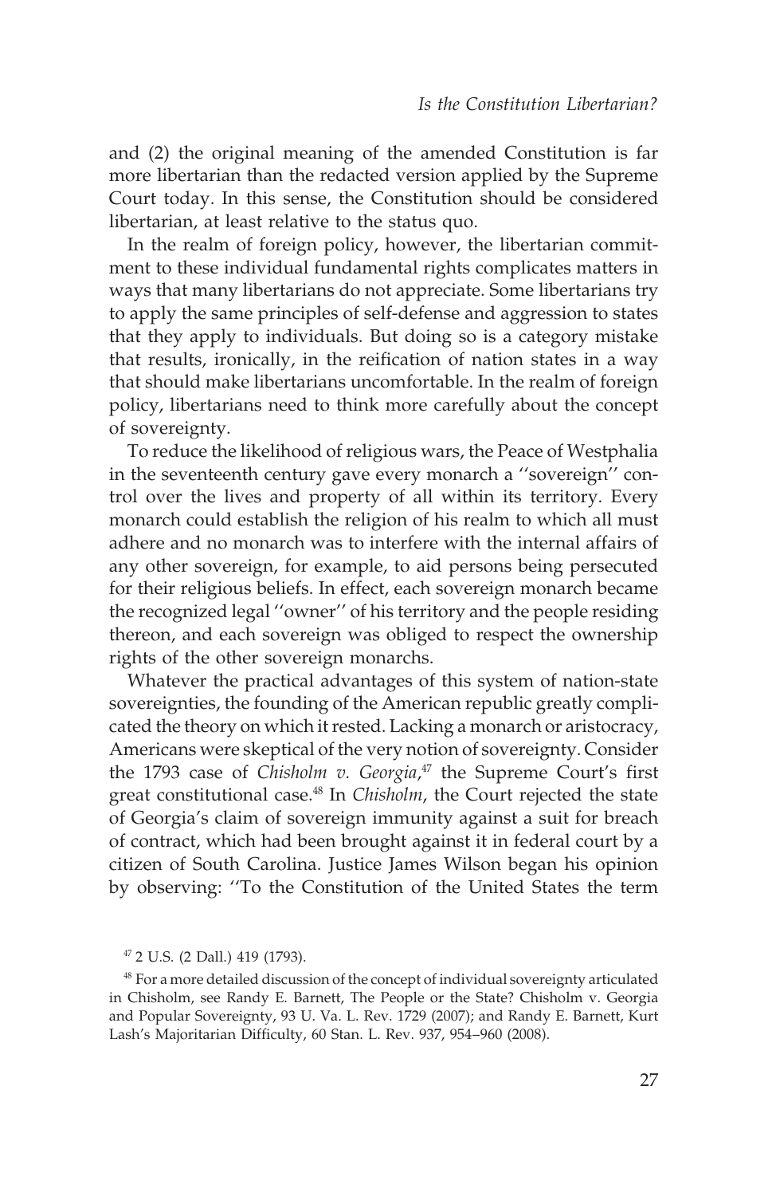and (2) the original meaning of the amended Constitution is far more libertarian than the redacted version applied by the Supreme Court today. In this sense, the Constitution should be considered libertarian, at least relative to the status quo.

In the realm of foreign policy, however, the libertarian commitment to these individual fundamental rights complicates matters in ways that many libertarians do not appreciate. Some libertarians try to apply the same principles of self-defense and aggression to states that they apply to individuals. But doing so is a category mistake that results, ironically, in the reification of nation states in a way that should make libertarians uncomfortable. In the realm of foreign policy, libertarians need to think more carefully about the concept of sovereignty.

To reduce the likelihood of religious wars, the Peace of Westphalia in the seventeenth century gave every monarch a ''sovereign'' control over the lives and property of all within its territory. Every monarch could establish the religion of his realm to which all must adhere and no monarch was to interfere with the internal affairs of any other sovereign, for example, to aid persons being persecuted for their religious beliefs. In effect, each sovereign monarch became the recognized legal ''owner'' of his territory and the people residing thereon, and each sovereign was obliged to respect the ownership rights of the other sovereign monarchs.

Whatever the practical advantages of this system of nation-state sovereignties, the founding of the American republic greatly complicated the theory on which it rested. Lacking a monarch or aristocracy, Americans were skeptical of the very notion of sovereignty. Consider the 1793 case of *Chisholm v. Georgia*,[47] the Supreme Court's first great constitutional case.[48] In *Chisholm*, the Court rejected the state of Georgia's claim of sovereign immunity against a suit for breach of contract, which had been brought against it in federal court by a citizen of South Carolina. Justice James Wilson began his opinion by observing: ''To the Constitution of the United States the term

[47] 2 U.S. (2 Dall.) 419 (1793).

[48] For a more detailed discussion of the concept of individual sovereignty articulated in Chisholm, see Randy E. Barnett, The People or the State? Chisholm v. Georgia and Popular Sovereignty, 93 U. Va. L. Rev. 1729 (2007); and Randy E. Barnett, Kurt Lash's Majoritarian Difficulty, 60 Stan. L. Rev. 937, 954–960 (2008).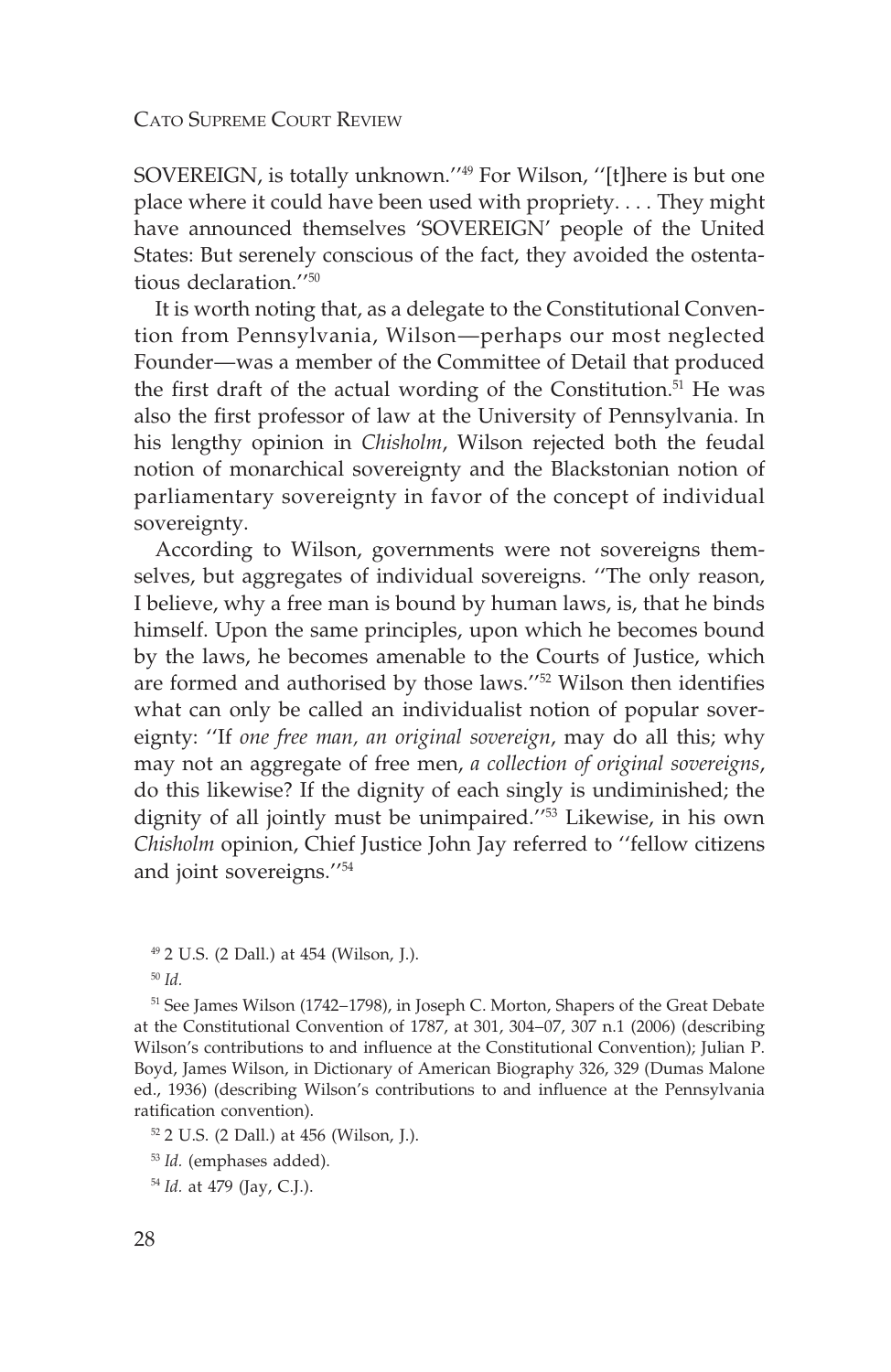SOVEREIGN, is totally unknown.''[49] For Wilson, ''[t]here is but one place where it could have been used with propriety. . . . They might have announced themselves 'SOVEREIGN' people of the United States: But serenely conscious of the fact, they avoided the ostentatious declaration.''[50]

It is worth noting that, as a delegate to the Constitutional Convention from Pennsylvania, Wilson—perhaps our most neglected Founder—was a member of the Committee of Detail that produced the first draft of the actual wording of the Constitution.[51] He was also the first professor of law at the University of Pennsylvania. In his lengthy opinion in *Chisholm*, Wilson rejected both the feudal notion of monarchical sovereignty and the Blackstonian notion of parliamentary sovereignty in favor of the concept of individual sovereignty.

According to Wilson, governments were not sovereigns themselves, but aggregates of individual sovereigns. ''The only reason, I believe, why a free man is bound by human laws, is, that he binds himself. Upon the same principles, upon which he becomes bound by the laws, he becomes amenable to the Courts of Justice, which are formed and authorised by those laws.''[52] Wilson then identifies what can only be called an individualist notion of popular sovereignty: ''If *one free man, an original sovereign*, may do all this; why may not an aggregate of free men, *a collection of original sovereigns*, do this likewise? If the dignity of each singly is undiminished; the dignity of all jointly must be unimpaired.''[53] Likewise, in his own *Chisholm* opinion, Chief Justice John Jay referred to ''fellow citizens and joint sovereigns.''[54]

[49] 2 U.S. (2 Dall.) at 454 (Wilson, J.).

[50] *Id.*

[51] See James Wilson (1742–1798), in Joseph C. Morton, Shapers of the Great Debate at the Constitutional Convention of 1787, at 301, 304–07, 307 n.1 (2006) (describing Wilson's contributions to and influence at the Constitutional Convention); Julian P. Boyd, James Wilson, in Dictionary of American Biography 326, 329 (Dumas Malone ed., 1936) (describing Wilson's contributions to and influence at the Pennsylvania ratification convention).

[52] 2 U.S. (2 Dall.) at 456 (Wilson, J.).

[53] *Id.* (emphases added).

[54] *Id.* at 479 (Jay, C.J.).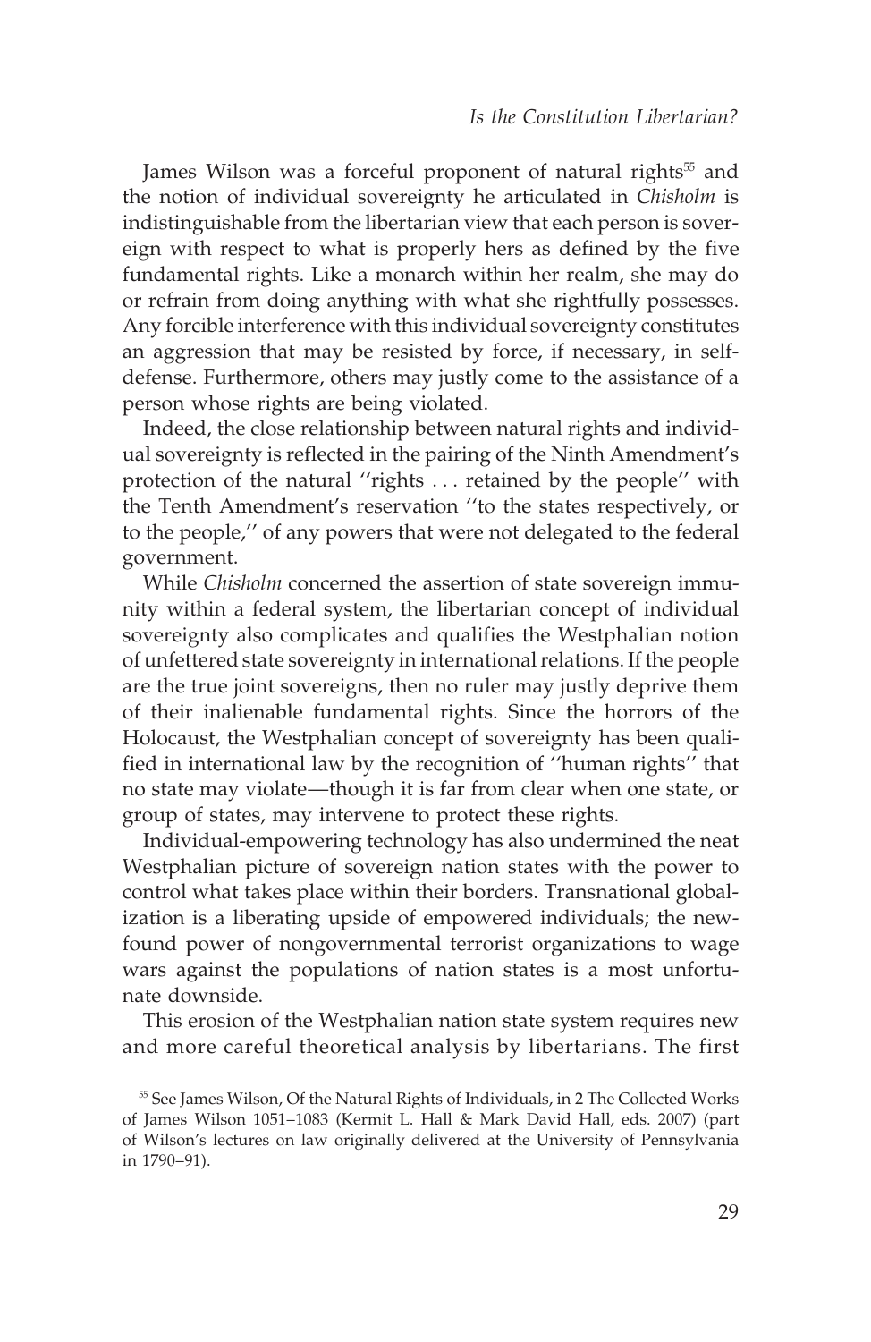James Wilson was a forceful proponent of natural rights[55] and the notion of individual sovereignty he articulated in *Chisholm* is indistinguishable from the libertarian view that each person is sovereign with respect to what is properly hers as defined by the five fundamental rights. Like a monarch within her realm, she may do or refrain from doing anything with what she rightfully possesses. Any forcible interference with this individual sovereignty constitutes an aggression that may be resisted by force, if necessary, in self-defense. Furthermore, others may justly come to the assistance of a person whose rights are being violated.

Indeed, the close relationship between natural rights and individual sovereignty is reflected in the pairing of the Ninth Amendment's protection of the natural ''rights . . . retained by the people'' with the Tenth Amendment's reservation ''to the states respectively, or to the people,'' of any powers that were not delegated to the federal government.

While *Chisholm* concerned the assertion of state sovereign immunity within a federal system, the libertarian concept of individual sovereignty also complicates and qualifies the Westphalian notion of unfettered state sovereignty in international relations. If the people are the true joint sovereigns, then no ruler may justly deprive them of their inalienable fundamental rights. Since the horrors of the Holocaust, the Westphalian concept of sovereignty has been qualified in international law by the recognition of ''human rights'' that no state may violate—though it is far from clear when one state, or group of states, may intervene to protect these rights.

Individual-empowering technology has also undermined the neat Westphalian picture of sovereign nation states with the power to control what takes place within their borders. Transnational globalization is a liberating upside of empowered individuals; the newfound power of nongovernmental terrorist organizations to wage wars against the populations of nation states is a most unfortunate downside.

This erosion of the Westphalian nation state system requires new and more careful theoretical analysis by libertarians. The first

[55] See James Wilson, Of the Natural Rights of Individuals, in 2 The Collected Works of James Wilson 1051–1083 (Kermit L. Hall & Mark David Hall, eds. 2007) (part of Wilson's lectures on law originally delivered at the University of Pennsylvania in 1790–91).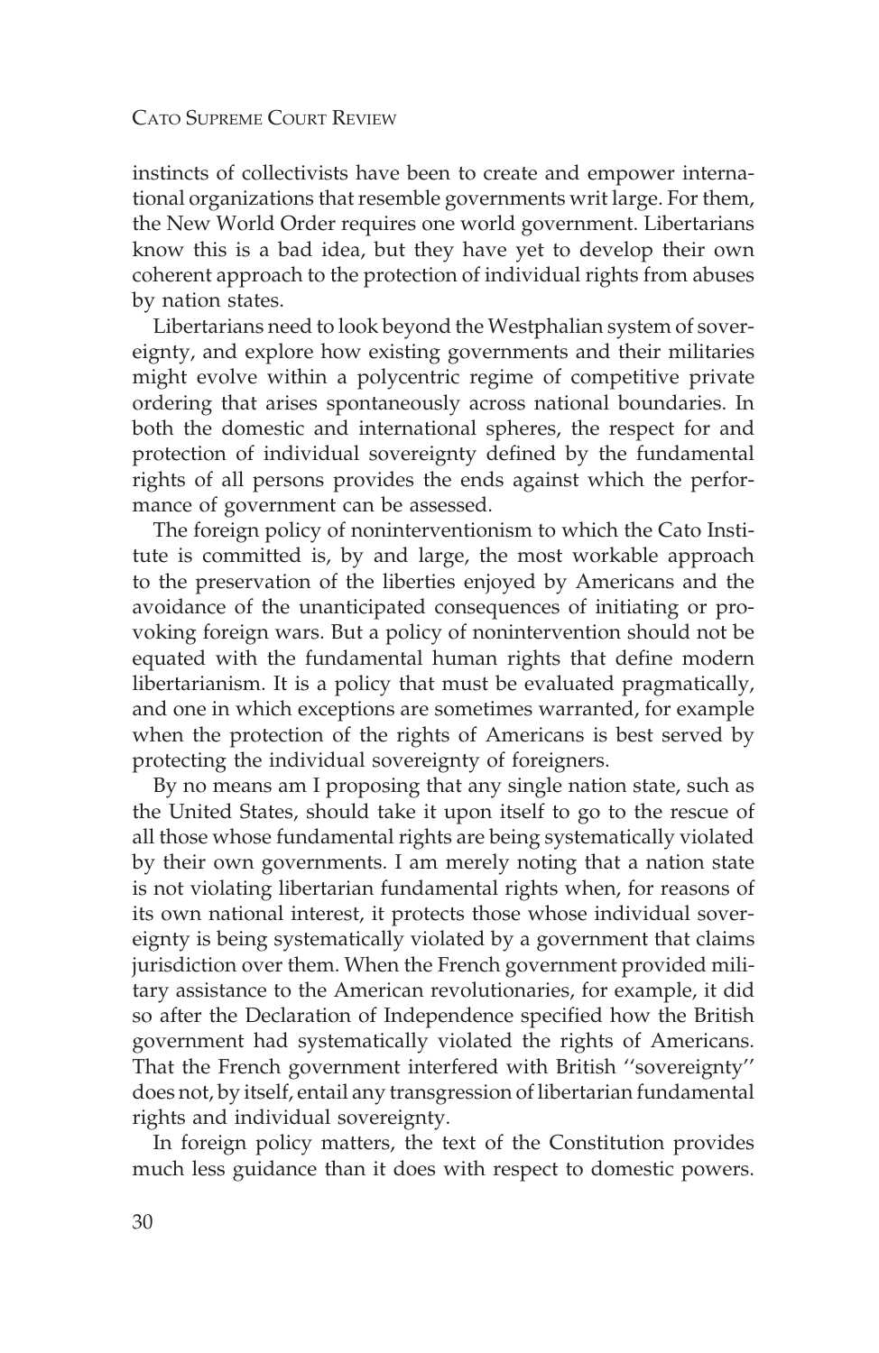instincts of collectivists have been to create and empower international organizations that resemble governments writ large. For them, the New World Order requires one world government. Libertarians know this is a bad idea, but they have yet to develop their own coherent approach to the protection of individual rights from abuses by nation states.

Libertarians need to look beyond the Westphalian system of sovereignty, and explore how existing governments and their militaries might evolve within a polycentric regime of competitive private ordering that arises spontaneously across national boundaries. In both the domestic and international spheres, the respect for and protection of individual sovereignty defined by the fundamental rights of all persons provides the ends against which the performance of government can be assessed.

The foreign policy of noninterventionism to which the Cato Institute is committed is, by and large, the most workable approach to the preservation of the liberties enjoyed by Americans and the avoidance of the unanticipated consequences of initiating or provoking foreign wars. But a policy of nonintervention should not be equated with the fundamental human rights that define modern libertarianism. It is a policy that must be evaluated pragmatically, and one in which exceptions are sometimes warranted, for example when the protection of the rights of Americans is best served by protecting the individual sovereignty of foreigners.

By no means am I proposing that any single nation state, such as the United States, should take it upon itself to go to the rescue of all those whose fundamental rights are being systematically violated by their own governments. I am merely noting that a nation state is not violating libertarian fundamental rights when, for reasons of its own national interest, it protects those whose individual sovereignty is being systematically violated by a government that claims jurisdiction over them. When the French government provided military assistance to the American revolutionaries, for example, it did so after the Declaration of Independence specified how the British government had systematically violated the rights of Americans. That the French government interfered with British ''sovereignty'' does not, by itself, entail any transgression of libertarian fundamental rights and individual sovereignty.

In foreign policy matters, the text of the Constitution provides much less guidance than it does with respect to domestic powers.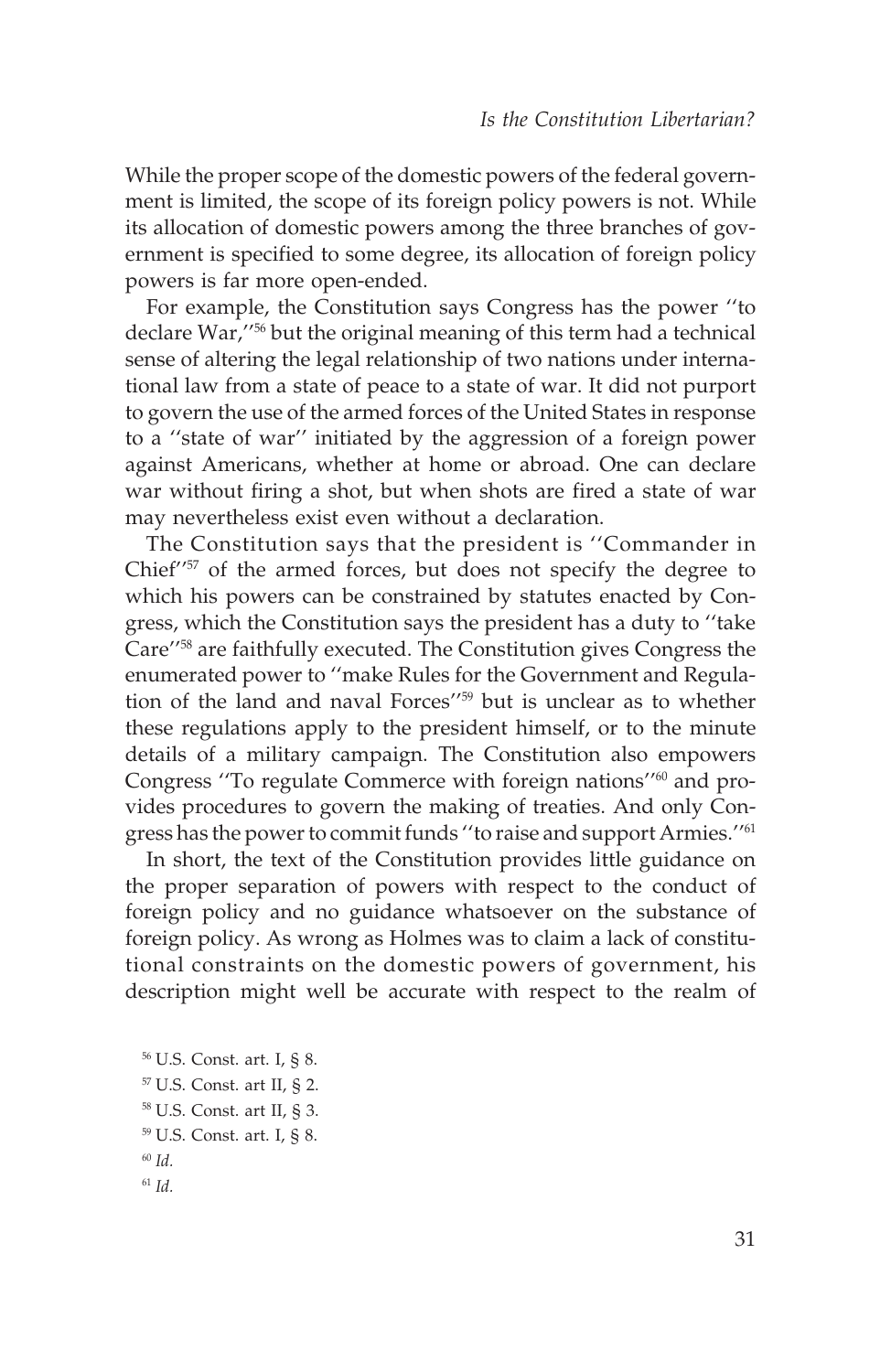While the proper scope of the domestic powers of the federal government is limited, the scope of its foreign policy powers is not. While its allocation of domestic powers among the three branches of government is specified to some degree, its allocation of foreign policy powers is far more open-ended.

For example, the Constitution says Congress has the power ''to declare War,''[56] but the original meaning of this term had a technical sense of altering the legal relationship of two nations under international law from a state of peace to a state of war. It did not purport to govern the use of the armed forces of the United States in response to a ''state of war'' initiated by the aggression of a foreign power against Americans, whether at home or abroad. One can declare war without firing a shot, but when shots are fired a state of war may nevertheless exist even without a declaration.

The Constitution says that the president is ''Commander in Chief''[57] of the armed forces, but does not specify the degree to which his powers can be constrained by statutes enacted by Congress, which the Constitution says the president has a duty to ''take Care''[58] are faithfully executed. The Constitution gives Congress the enumerated power to ''make Rules for the Government and Regulation of the land and naval Forces''[59] but is unclear as to whether these regulations apply to the president himself, or to the minute details of a military campaign. The Constitution also empowers Congress ''To regulate Commerce with foreign nations''[60] and provides procedures to govern the making of treaties. And only Congress has the power to commit funds ''to raise and support Armies.''[61]

In short, the text of the Constitution provides little guidance on the proper separation of powers with respect to the conduct of foreign policy and no guidance whatsoever on the substance of foreign policy. As wrong as Holmes was to claim a lack of constitutional constraints on the domestic powers of government, his description might well be accurate with respect to the realm of

[56] U.S. Const. art. I, § 8.

[57] U.S. Const. art II, § 2.

[58] U.S. Const. art II, § 3.

[59] U.S. Const. art. I, § 8.

[60] *Id.*

[61] *Id.*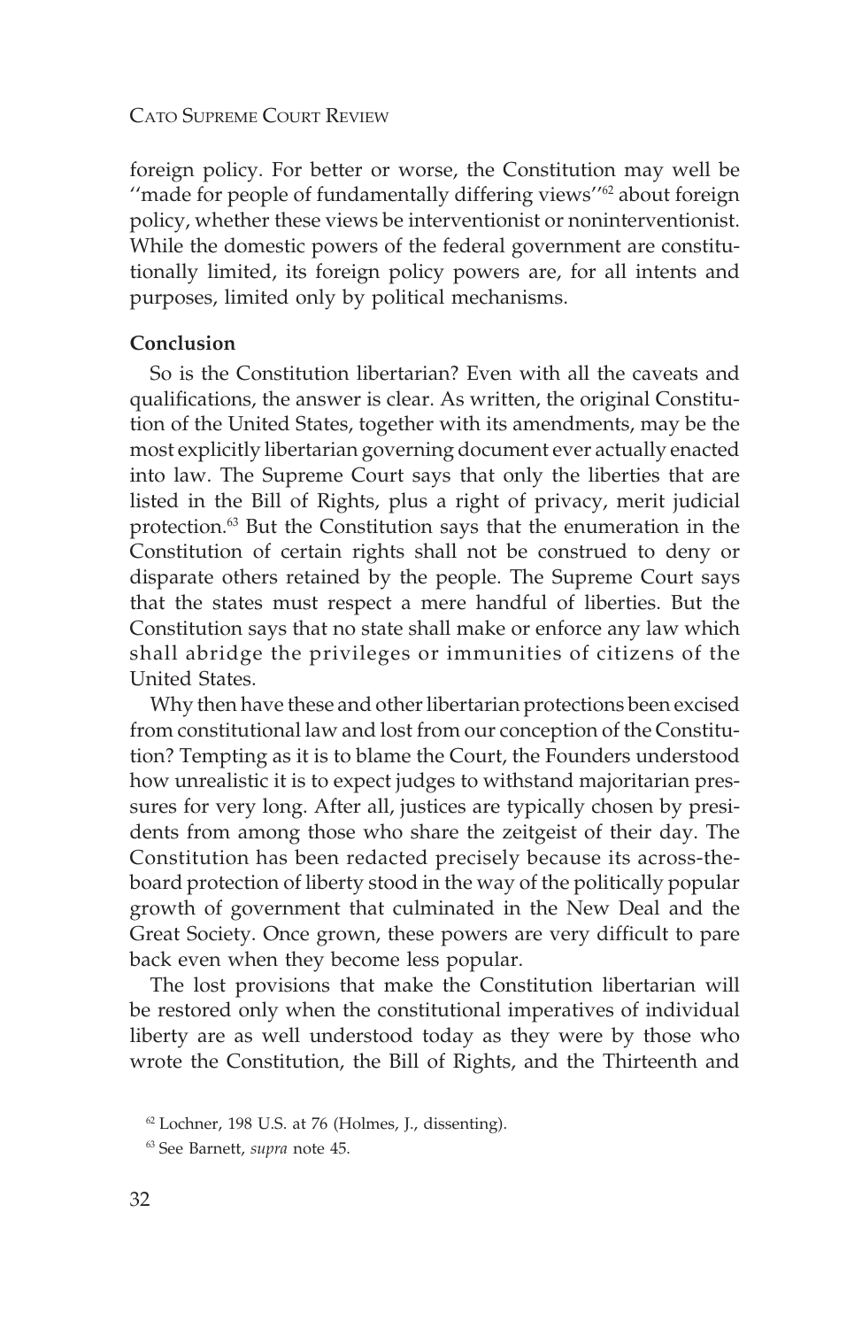foreign policy. For better or worse, the Constitution may well be "made for people of fundamentally differing views"[62] about foreign policy, whether these views be interventionist or noninterventionist. While the domestic powers of the federal government are constitutionally limited, its foreign policy powers are, for all intents and purposes, limited only by political mechanisms.

### Conclusion

So is the Constitution libertarian? Even with all the caveats and qualifications, the answer is clear. As written, the original Constitution of the United States, together with its amendments, may be the most explicitly libertarian governing document ever actually enacted into law. The Supreme Court says that only the liberties that are listed in the Bill of Rights, plus a right of privacy, merit judicial protection.[63] But the Constitution says that the enumeration in the Constitution of certain rights shall not be construed to deny or disparate others retained by the people. The Supreme Court says that the states must respect a mere handful of liberties. But the Constitution says that no state shall make or enforce any law which shall abridge the privileges or immunities of citizens of the United States.

Why then have these and other libertarian protections been excised from constitutional law and lost from our conception of the Constitution? Tempting as it is to blame the Court, the Founders understood how unrealistic it is to expect judges to withstand majoritarian pressures for very long. After all, justices are typically chosen by presidents from among those who share the zeitgeist of their day. The Constitution has been redacted precisely because its across-the-board protection of liberty stood in the way of the politically popular growth of government that culminated in the New Deal and the Great Society. Once grown, these powers are very difficult to pare back even when they become less popular.

The lost provisions that make the Constitution libertarian will be restored only when the constitutional imperatives of individual liberty are as well understood today as they were by those who wrote the Constitution, the Bill of Rights, and the Thirteenth and

[62] Lochner, 198 U.S. at 76 (Holmes, J., dissenting).

[63] See Barnett, *supra* note 45.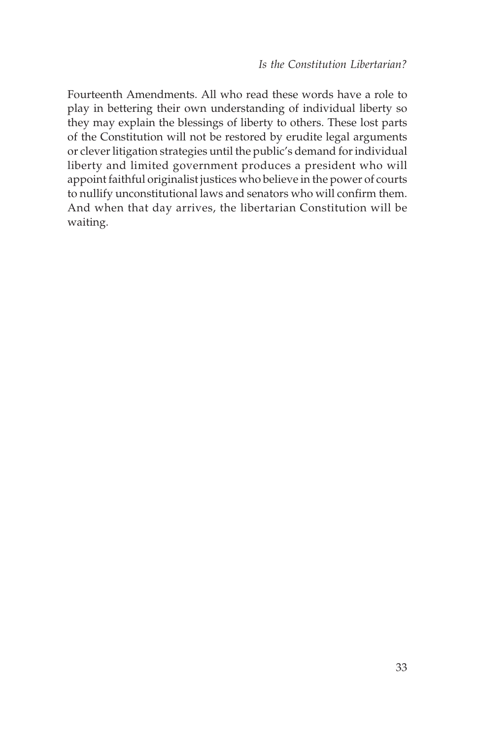Fourteenth Amendments. All who read these words have a role to play in bettering their own understanding of individual liberty so they may explain the blessings of liberty to others. These lost parts of the Constitution will not be restored by erudite legal arguments or clever litigation strategies until the public's demand for individual liberty and limited government produces a president who will appoint faithful originalist justices who believe in the power of courts to nullify unconstitutional laws and senators who will confirm them. And when that day arrives, the libertarian Constitution will be waiting.